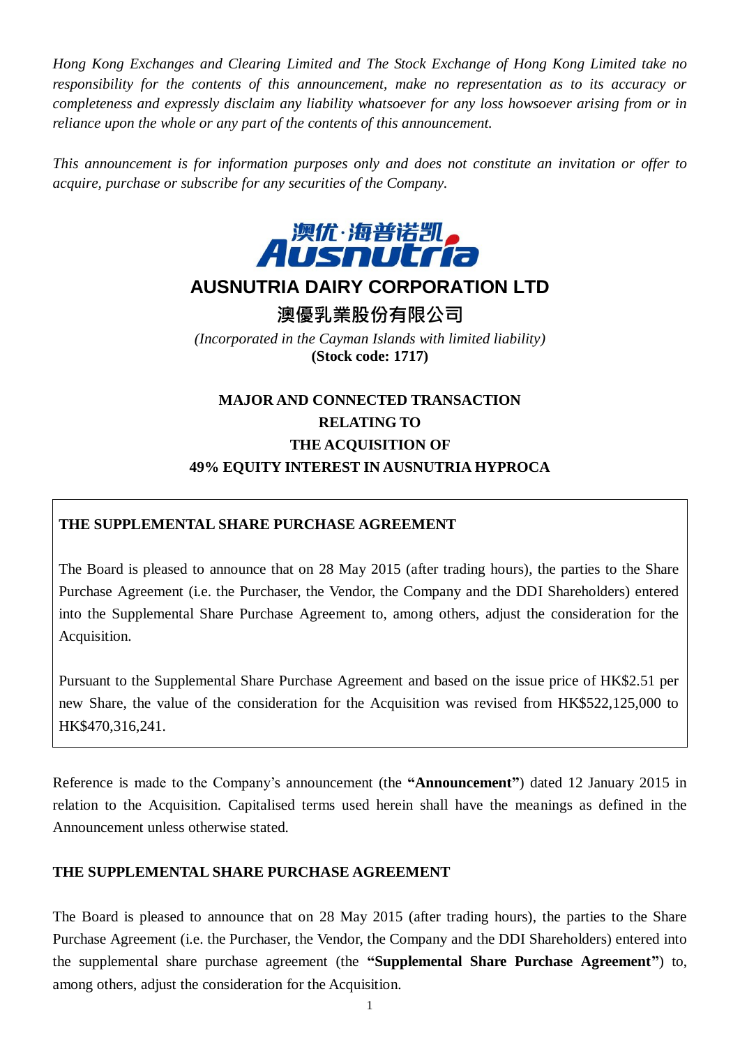*Hong Kong Exchanges and Clearing Limited and The Stock Exchange of Hong Kong Limited take no responsibility for the contents of this announcement, make no representation as to its accuracy or completeness and expressly disclaim any liability whatsoever for any loss howsoever arising from or in reliance upon the whole or any part of the contents of this announcement.*

*This announcement is for information purposes only and does not constitute an invitation or offer to acquire, purchase or subscribe for any securities of the Company.*

澳优·海普诺凯
Ausnutria

# AUSNUTRIA DAIRY CORPORATION LTD

# 澳優乳業股份有限公司

*(Incorporated in the Cayman Islands with limited liability)*
**(Stock code: 1717)**

## MAJOR AND CONNECTED TRANSACTION RELATING TO THE ACQUISITION OF 49% EQUITY INTEREST IN AUSNUTRIA HYPROCA

**THE SUPPLEMENTAL SHARE PURCHASE AGREEMENT**

The Board is pleased to announce that on 28 May 2015 (after trading hours), the parties to the Share Purchase Agreement (i.e. the Purchaser, the Vendor, the Company and the DDI Shareholders) entered into the Supplemental Share Purchase Agreement to, among others, adjust the consideration for the Acquisition.

Pursuant to the Supplemental Share Purchase Agreement and based on the issue price of HK$2.51 per new Share, the value of the consideration for the Acquisition was revised from HK$522,125,000 to HK$470,316,241.

Reference is made to the Company's announcement (the **"Announcement"**) dated 12 January 2015 in relation to the Acquisition. Capitalised terms used herein shall have the meanings as defined in the Announcement unless otherwise stated.

### THE SUPPLEMENTAL SHARE PURCHASE AGREEMENT

The Board is pleased to announce that on 28 May 2015 (after trading hours), the parties to the Share Purchase Agreement (i.e. the Purchaser, the Vendor, the Company and the DDI Shareholders) entered into the supplemental share purchase agreement (the **"Supplemental Share Purchase Agreement"**) to, among others, adjust the consideration for the Acquisition.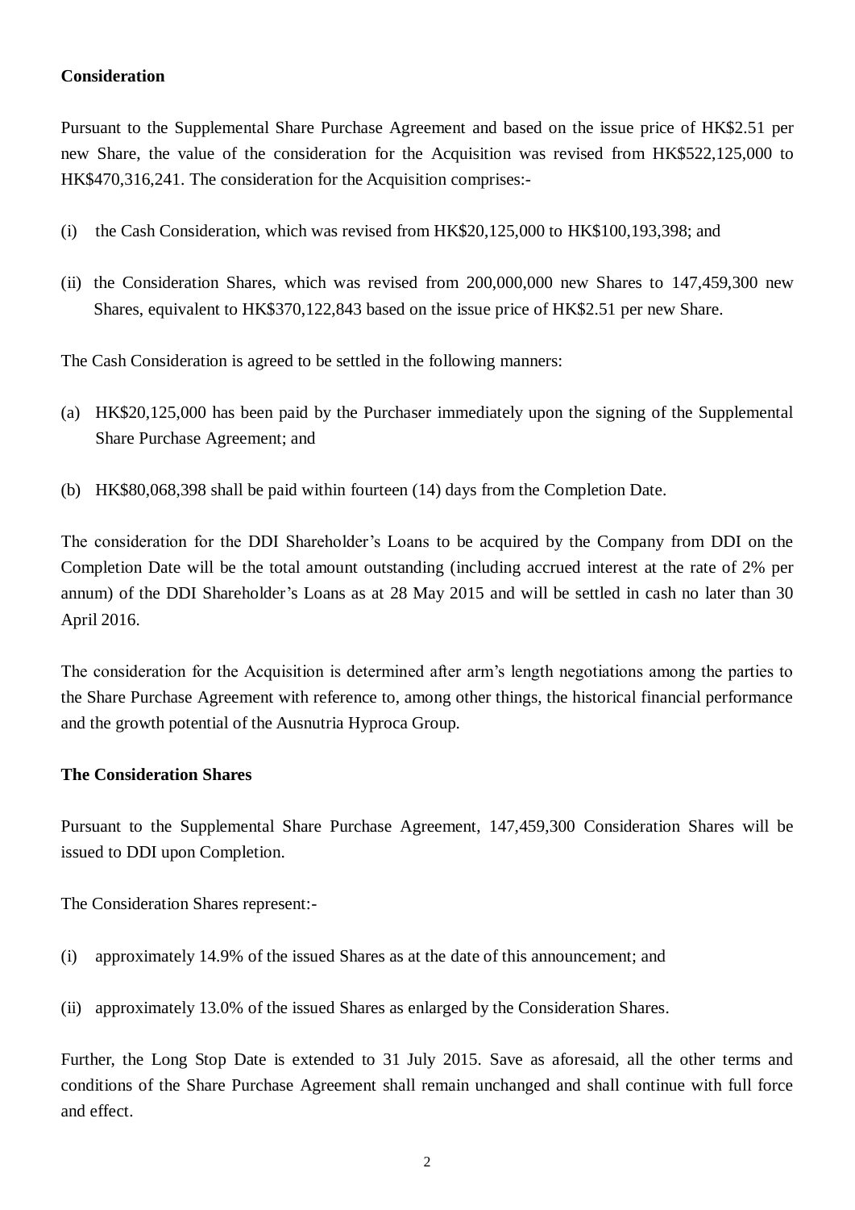**Consideration**

Pursuant to the Supplemental Share Purchase Agreement and based on the issue price of HK$2.51 per new Share, the value of the consideration for the Acquisition was revised from HK$522,125,000 to HK$470,316,241. The consideration for the Acquisition comprises:-

(i) the Cash Consideration, which was revised from HK$20,125,000 to HK$100,193,398; and

(ii) the Consideration Shares, which was revised from 200,000,000 new Shares to 147,459,300 new Shares, equivalent to HK$370,122,843 based on the issue price of HK$2.51 per new Share.

The Cash Consideration is agreed to be settled in the following manners:

(a) HK$20,125,000 has been paid by the Purchaser immediately upon the signing of the Supplemental Share Purchase Agreement; and

(b) HK$80,068,398 shall be paid within fourteen (14) days from the Completion Date.

The consideration for the DDI Shareholder's Loans to be acquired by the Company from DDI on the Completion Date will be the total amount outstanding (including accrued interest at the rate of 2% per annum) of the DDI Shareholder's Loans as at 28 May 2015 and will be settled in cash no later than 30 April 2016.

The consideration for the Acquisition is determined after arm's length negotiations among the parties to the Share Purchase Agreement with reference to, among other things, the historical financial performance and the growth potential of the Ausnutria Hyproca Group.

**The Consideration Shares**

Pursuant to the Supplemental Share Purchase Agreement, 147,459,300 Consideration Shares will be issued to DDI upon Completion.

The Consideration Shares represent:-

(i) approximately 14.9% of the issued Shares as at the date of this announcement; and

(ii) approximately 13.0% of the issued Shares as enlarged by the Consideration Shares.

Further, the Long Stop Date is extended to 31 July 2015. Save as aforesaid, all the other terms and conditions of the Share Purchase Agreement shall remain unchanged and shall continue with full force and effect.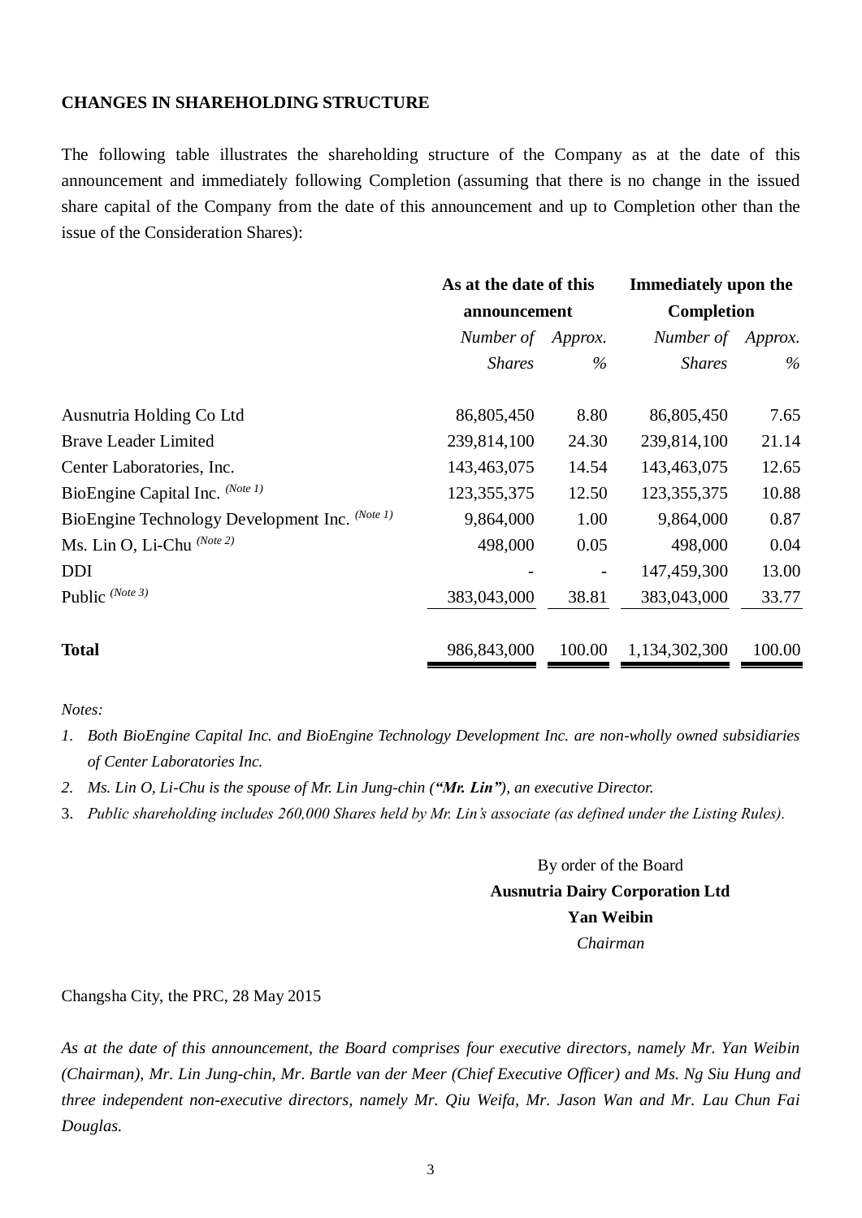## CHANGES IN SHAREHOLDING STRUCTURE

The following table illustrates the shareholding structure of the Company as at the date of this announcement and immediately following Completion (assuming that there is no change in the issued share capital of the Company from the date of this announcement and up to Completion other than the issue of the Consideration Shares):

| | As at the date of this announcement | | Immediately upon the Completion | |
|---|---|---|---|---|
| | *Number of Shares* | *Approx. %* | *Number of Shares* | *Approx. %* |
| Ausnutria Holding Co Ltd | 86,805,450 | 8.80 | 86,805,450 | 7.65 |
| Brave Leader Limited | 239,814,100 | 24.30 | 239,814,100 | 21.14 |
| Center Laboratories, Inc. | 143,463,075 | 14.54 | 143,463,075 | 12.65 |
| BioEngine Capital Inc. *(Note 1)* | 123,355,375 | 12.50 | 123,355,375 | 10.88 |
| BioEngine Technology Development Inc. *(Note 1)* | 9,864,000 | 1.00 | 9,864,000 | 0.87 |
| Ms. Lin O, Li-Chu *(Note 2)* | 498,000 | 0.05 | 498,000 | 0.04 |
| DDI | - | - | 147,459,300 | 13.00 |
| Public *(Note 3)* | 383,043,000 | 38.81 | 383,043,000 | 33.77 |
| **Total** | 986,843,000 | 100.00 | 1,134,302,300 | 100.00 |

*Notes:*

1. *Both BioEngine Capital Inc. and BioEngine Technology Development Inc. are non-wholly owned subsidiaries of Center Laboratories Inc.*
2. *Ms. Lin O, Li-Chu is the spouse of Mr. Lin Jung-chin (**"Mr. Lin"**), an executive Director.*
3. *Public shareholding includes 260,000 Shares held by Mr. Lin's associate (as defined under the Listing Rules).*

By order of the Board
**Ausnutria Dairy Corporation Ltd**
**Yan Weibin**
*Chairman*

Changsha City, the PRC, 28 May 2015

*As at the date of this announcement, the Board comprises four executive directors, namely Mr. Yan Weibin (Chairman), Mr. Lin Jung-chin, Mr. Bartle van der Meer (Chief Executive Officer) and Ms. Ng Siu Hung and three independent non-executive directors, namely Mr. Qiu Weifa, Mr. Jason Wan and Mr. Lau Chun Fai Douglas.*